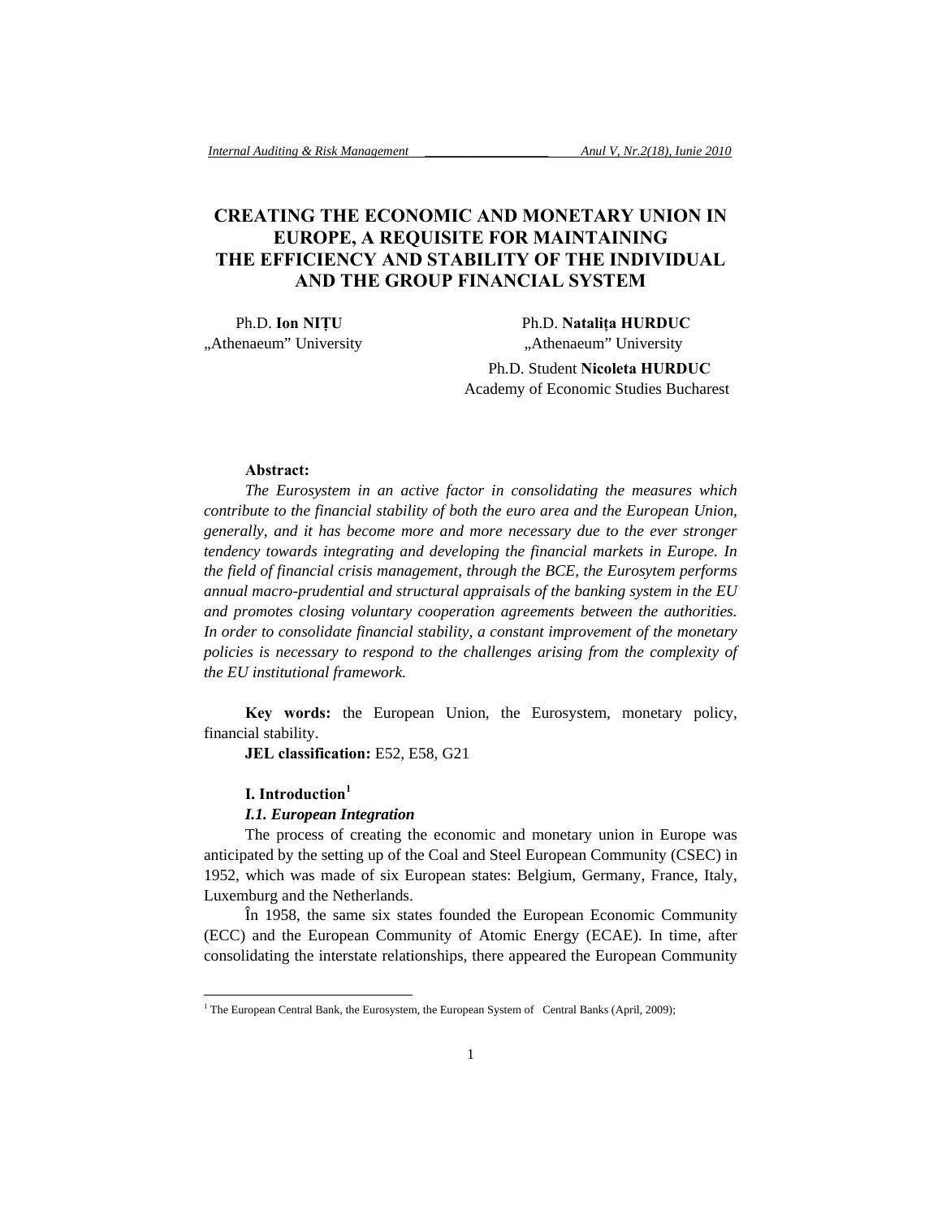# CREATING THE ECONOMIC AND MONETARY UNION IN EUROPE, A REQUISITE FOR MAINTAINING THE EFFICIENCY AND STABILITY OF THE INDIVIDUAL AND THE GROUP FINANCIAL SYSTEM

Ph.D. **Ion NIȚU**
„Athenaeum" University

Ph.D. **Natalița HURDUC**
„Athenaeum" University

Ph.D. Student **Nicoleta HURDUC**
Academy of Economic Studies Bucharest

**Abstract:**

*The Eurosystem in an active factor in consolidating the measures which contribute to the financial stability of both the euro area and the European Union, generally, and it has become more and more necessary due to the ever stronger tendency towards integrating and developing the financial markets in Europe. In the field of financial crisis management, through the BCE, the Eurosytem performs annual macro-prudential and structural appraisals of the banking system in the EU and promotes closing voluntary cooperation agreements between the authorities. In order to consolidate financial stability, a constant improvement of the monetary policies is necessary to respond to the challenges arising from the complexity of the EU institutional framework.*

**Key words:** the European Union, the Eurosystem, monetary policy, financial stability.

**JEL classification:** E52, E58, G21

## I. Introduction[1]

### *I.1. European Integration*

The process of creating the economic and monetary union in Europe was anticipated by the setting up of the Coal and Steel European Community (CSEC) in 1952, which was made of six European states: Belgium, Germany, France, Italy, Luxemburg and the Netherlands.

În 1958, the same six states founded the European Economic Community (ECC) and the European Community of Atomic Energy (ECAE). In time, after consolidating the interstate relationships, there appeared the European Community

---

[1] The European Central Bank, the Eurosystem, the European System of Central Banks (April, 2009);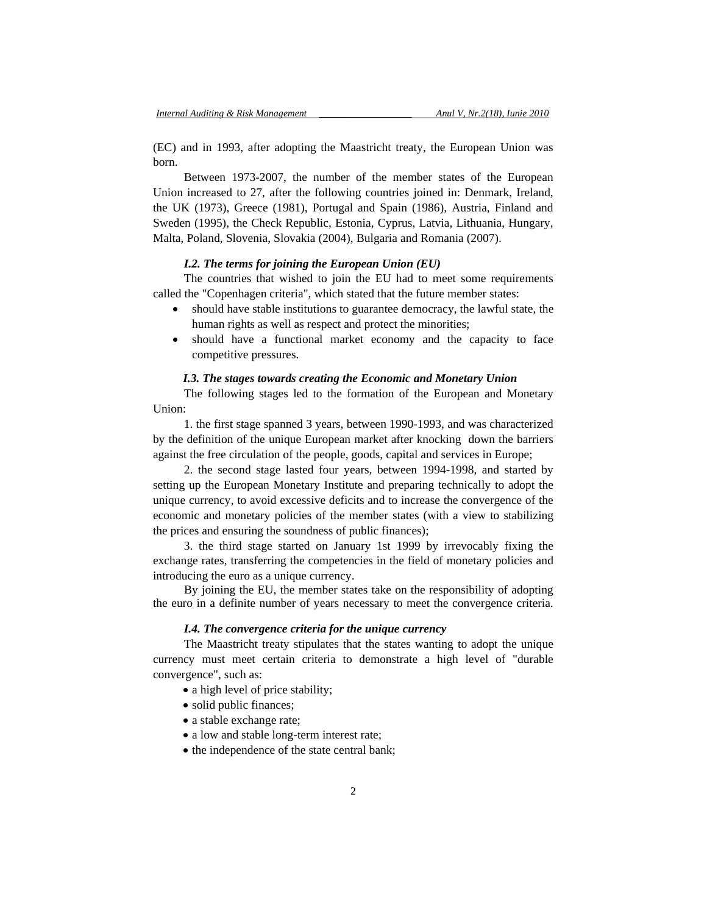(EC) and in 1993, after adopting the Maastricht treaty, the European Union was born.

Between 1973-2007, the number of the member states of the European Union increased to 27, after the following countries joined in: Denmark, Ireland, the UK (1973), Greece (1981), Portugal and Spain (1986), Austria, Finland and Sweden (1995), the Check Republic, Estonia, Cyprus, Latvia, Lithuania, Hungary, Malta, Poland, Slovenia, Slovakia (2004), Bulgaria and Romania (2007).

### *I.2. The terms for joining the European Union (EU)*

The countries that wished to join the EU had to meet some requirements called the "Copenhagen criteria", which stated that the future member states:

- should have stable institutions to guarantee democracy, the lawful state, the human rights as well as respect and protect the minorities;
- should have a functional market economy and the capacity to face competitive pressures.

### *I.3. The stages towards creating the Economic and Monetary Union*

The following stages led to the formation of the European and Monetary Union:

1. the first stage spanned 3 years, between 1990-1993, and was characterized by the definition of the unique European market after knocking down the barriers against the free circulation of the people, goods, capital and services in Europe;

2. the second stage lasted four years, between 1994-1998, and started by setting up the European Monetary Institute and preparing technically to adopt the unique currency, to avoid excessive deficits and to increase the convergence of the economic and monetary policies of the member states (with a view to stabilizing the prices and ensuring the soundness of public finances);

3. the third stage started on January 1st 1999 by irrevocably fixing the exchange rates, transferring the competencies in the field of monetary policies and introducing the euro as a unique currency.

By joining the EU, the member states take on the responsibility of adopting the euro in a definite number of years necessary to meet the convergence criteria.

### *I.4. The convergence criteria for the unique currency*

The Maastricht treaty stipulates that the states wanting to adopt the unique currency must meet certain criteria to demonstrate a high level of "durable convergence", such as:

- a high level of price stability;
- solid public finances;
- a stable exchange rate;
- a low and stable long-term interest rate;
- the independence of the state central bank;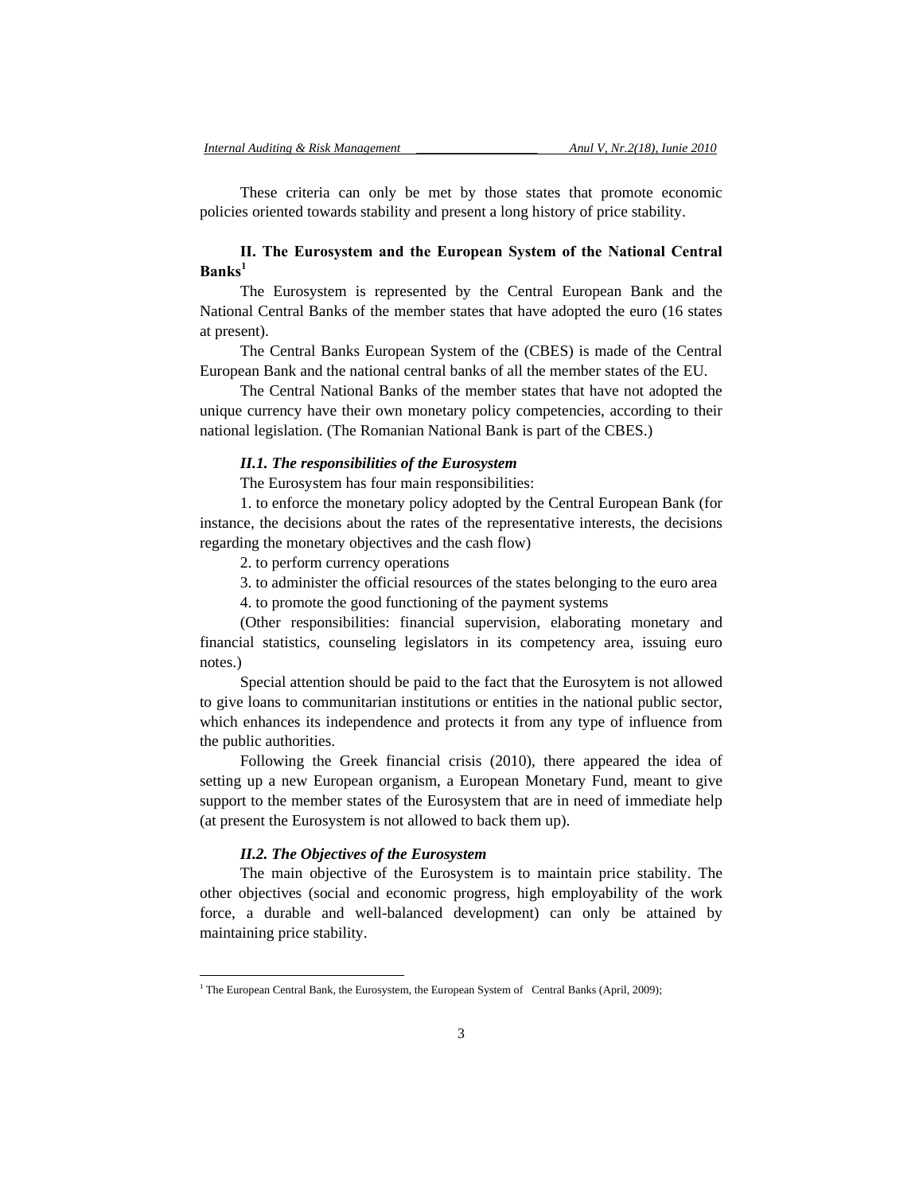These criteria can only be met by those states that promote economic policies oriented towards stability and present a long history of price stability.

## II. The Eurosystem and the European System of the National Central Banks[1]

The Eurosystem is represented by the Central European Bank and the National Central Banks of the member states that have adopted the euro (16 states at present).

The Central Banks European System of the (CBES) is made of the Central European Bank and the national central banks of all the member states of the EU.

The Central National Banks of the member states that have not adopted the unique currency have their own monetary policy competencies, according to their national legislation. (The Romanian National Bank is part of the CBES.)

### *II.1. The responsibilities of the Eurosystem*

The Eurosystem has four main responsibilities:

1. to enforce the monetary policy adopted by the Central European Bank (for instance, the decisions about the rates of the representative interests, the decisions regarding the monetary objectives and the cash flow)
2. to perform currency operations
3. to administer the official resources of the states belonging to the euro area
4. to promote the good functioning of the payment systems

(Other responsibilities: financial supervision, elaborating monetary and financial statistics, counseling legislators in its competency area, issuing euro notes.)

Special attention should be paid to the fact that the Eurosytem is not allowed to give loans to communitarian institutions or entities in the national public sector, which enhances its independence and protects it from any type of influence from the public authorities.

Following the Greek financial crisis (2010), there appeared the idea of setting up a new European organism, a European Monetary Fund, meant to give support to the member states of the Eurosystem that are in need of immediate help (at present the Eurosystem is not allowed to back them up).

### *II.2. The Objectives of the Eurosystem*

The main objective of the Eurosystem is to maintain price stability. The other objectives (social and economic progress, high employability of the work force, a durable and well-balanced development) can only be attained by maintaining price stability.

---

[1] The European Central Bank, the Eurosystem, the European System of Central Banks (April, 2009);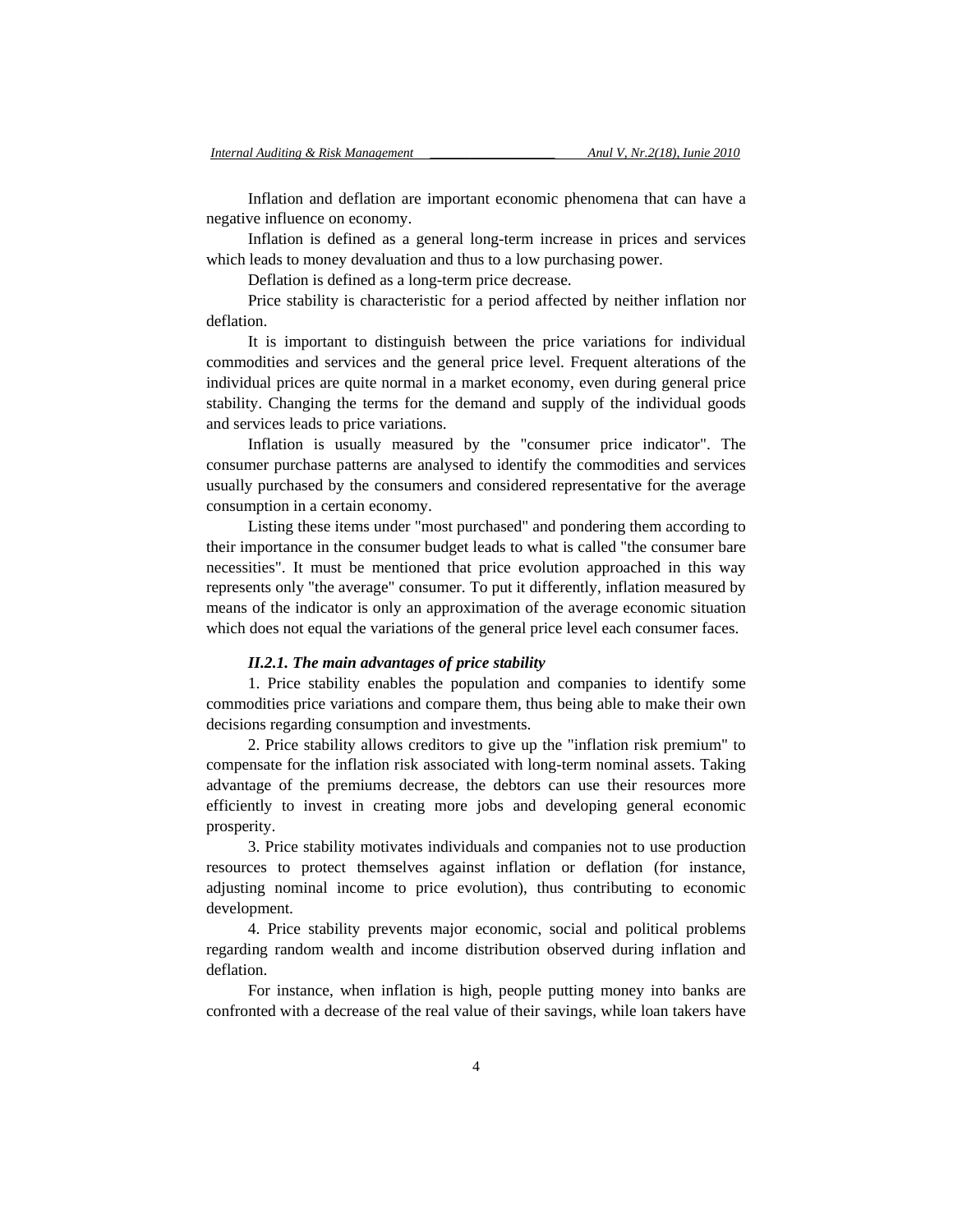Inflation and deflation are important economic phenomena that can have a negative influence on economy.

Inflation is defined as a general long-term increase in prices and services which leads to money devaluation and thus to a low purchasing power.

Deflation is defined as a long-term price decrease.

Price stability is characteristic for a period affected by neither inflation nor deflation.

It is important to distinguish between the price variations for individual commodities and services and the general price level. Frequent alterations of the individual prices are quite normal in a market economy, even during general price stability. Changing the terms for the demand and supply of the individual goods and services leads to price variations.

Inflation is usually measured by the "consumer price indicator". The consumer purchase patterns are analysed to identify the commodities and services usually purchased by the consumers and considered representative for the average consumption in a certain economy.

Listing these items under "most purchased" and pondering them according to their importance in the consumer budget leads to what is called "the consumer bare necessities". It must be mentioned that price evolution approached in this way represents only "the average" consumer. To put it differently, inflation measured by means of the indicator is only an approximation of the average economic situation which does not equal the variations of the general price level each consumer faces.

#### *II.2.1. The main advantages of price stability*

1. Price stability enables the population and companies to identify some commodities price variations and compare them, thus being able to make their own decisions regarding consumption and investments.

2. Price stability allows creditors to give up the "inflation risk premium" to compensate for the inflation risk associated with long-term nominal assets. Taking advantage of the premiums decrease, the debtors can use their resources more efficiently to invest in creating more jobs and developing general economic prosperity.

3. Price stability motivates individuals and companies not to use production resources to protect themselves against inflation or deflation (for instance, adjusting nominal income to price evolution), thus contributing to economic development.

4. Price stability prevents major economic, social and political problems regarding random wealth and income distribution observed during inflation and deflation.

For instance, when inflation is high, people putting money into banks are confronted with a decrease of the real value of their savings, while loan takers have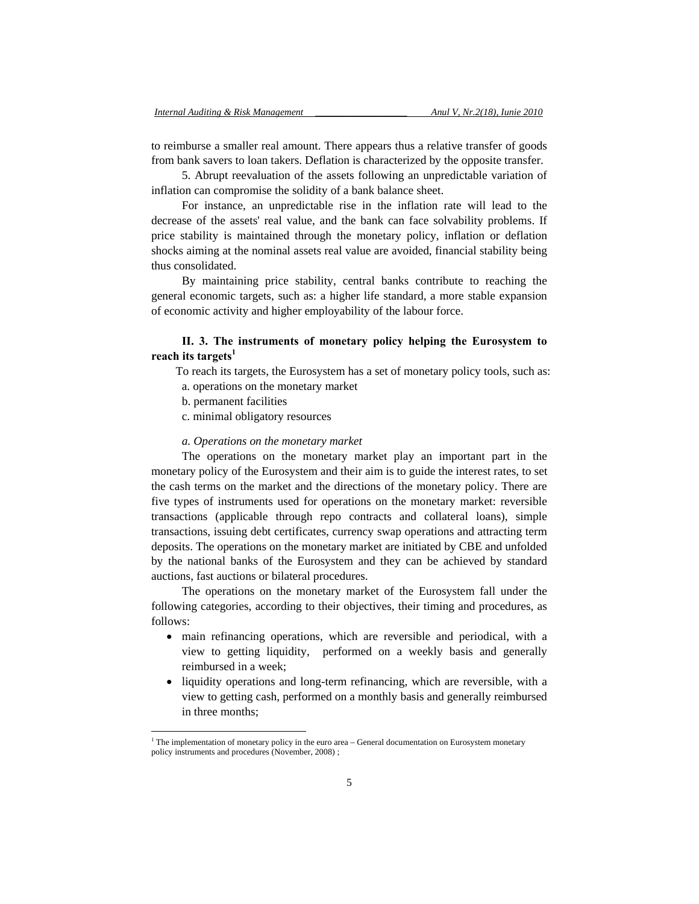to reimburse a smaller real amount. There appears thus a relative transfer of goods from bank savers to loan takers. Deflation is characterized by the opposite transfer.

5. Abrupt reevaluation of the assets following an unpredictable variation of inflation can compromise the solidity of a bank balance sheet.

For instance, an unpredictable rise in the inflation rate will lead to the decrease of the assets' real value, and the bank can face solvability problems. If price stability is maintained through the monetary policy, inflation or deflation shocks aiming at the nominal assets real value are avoided, financial stability being thus consolidated.

By maintaining price stability, central banks contribute to reaching the general economic targets, such as: a higher life standard, a more stable expansion of economic activity and higher employability of the labour force.

### II. 3. The instruments of monetary policy helping the Eurosystem to reach its targets[1]

To reach its targets, the Eurosystem has a set of monetary policy tools, such as:

a. operations on the monetary market

b. permanent facilities

c. minimal obligatory resources

*a. Operations on the monetary market*

The operations on the monetary market play an important part in the monetary policy of the Eurosystem and their aim is to guide the interest rates, to set the cash terms on the market and the directions of the monetary policy. There are five types of instruments used for operations on the monetary market: reversible transactions (applicable through repo contracts and collateral loans), simple transactions, issuing debt certificates, currency swap operations and attracting term deposits. The operations on the monetary market are initiated by CBE and unfolded by the national banks of the Eurosystem and they can be achieved by standard auctions, fast auctions or bilateral procedures.

The operations on the monetary market of the Eurosystem fall under the following categories, according to their objectives, their timing and procedures, as follows:

- main refinancing operations, which are reversible and periodical, with a view to getting liquidity, performed on a weekly basis and generally reimbursed in a week;
- liquidity operations and long-term refinancing, which are reversible, with a view to getting cash, performed on a monthly basis and generally reimbursed in three months;

[1] The implementation of monetary policy in the euro area – General documentation on Eurosystem monetary policy instruments and procedures (November, 2008) ;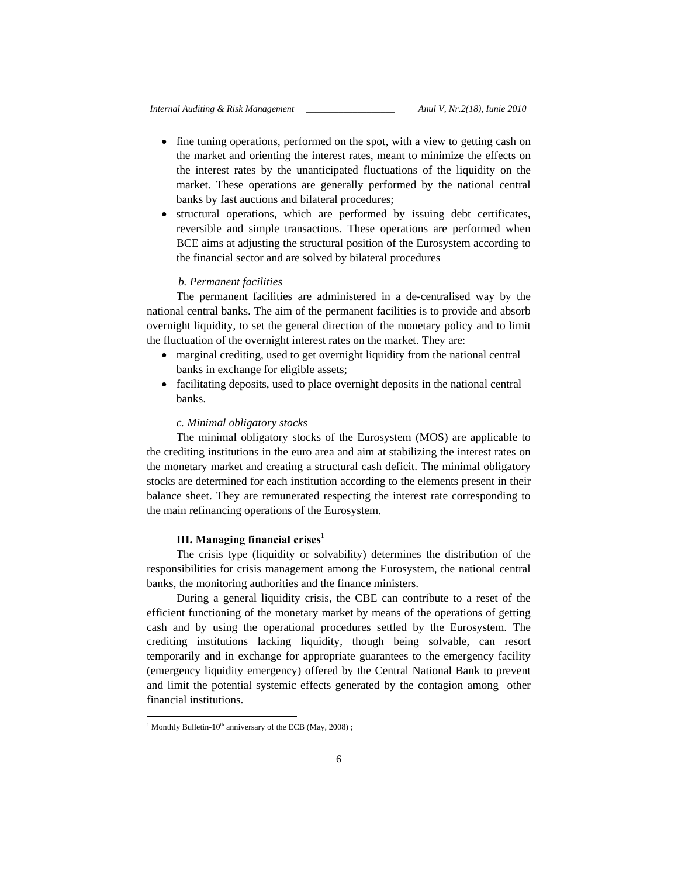- fine tuning operations, performed on the spot, with a view to getting cash on the market and orienting the interest rates, meant to minimize the effects on the interest rates by the unanticipated fluctuations of the liquidity on the market. These operations are generally performed by the national central banks by fast auctions and bilateral procedures;
- structural operations, which are performed by issuing debt certificates, reversible and simple transactions. These operations are performed when BCE aims at adjusting the structural position of the Eurosystem according to the financial sector and are solved by bilateral procedures

*b. Permanent facilities*

The permanent facilities are administered in a de-centralised way by the national central banks. The aim of the permanent facilities is to provide and absorb overnight liquidity, to set the general direction of the monetary policy and to limit the fluctuation of the overnight interest rates on the market. They are:

- marginal crediting, used to get overnight liquidity from the national central banks in exchange for eligible assets;
- facilitating deposits, used to place overnight deposits in the national central banks.

*c. Minimal obligatory stocks*

The minimal obligatory stocks of the Eurosystem (MOS) are applicable to the crediting institutions in the euro area and aim at stabilizing the interest rates on the monetary market and creating a structural cash deficit. The minimal obligatory stocks are determined for each institution according to the elements present in their balance sheet. They are remunerated respecting the interest rate corresponding to the main refinancing operations of the Eurosystem.

### III. Managing financial crises[1]

The crisis type (liquidity or solvability) determines the distribution of the responsibilities for crisis management among the Eurosystem, the national central banks, the monitoring authorities and the finance ministers.

During a general liquidity crisis, the CBE can contribute to a reset of the efficient functioning of the monetary market by means of the operations of getting cash and by using the operational procedures settled by the Eurosystem. The crediting institutions lacking liquidity, though being solvable, can resort temporarily and in exchange for appropriate guarantees to the emergency facility (emergency liquidity emergency) offered by the Central National Bank to prevent and limit the potential systemic effects generated by the contagion among other financial institutions.

---

[1] Monthly Bulletin-10th anniversary of the ECB (May, 2008) ;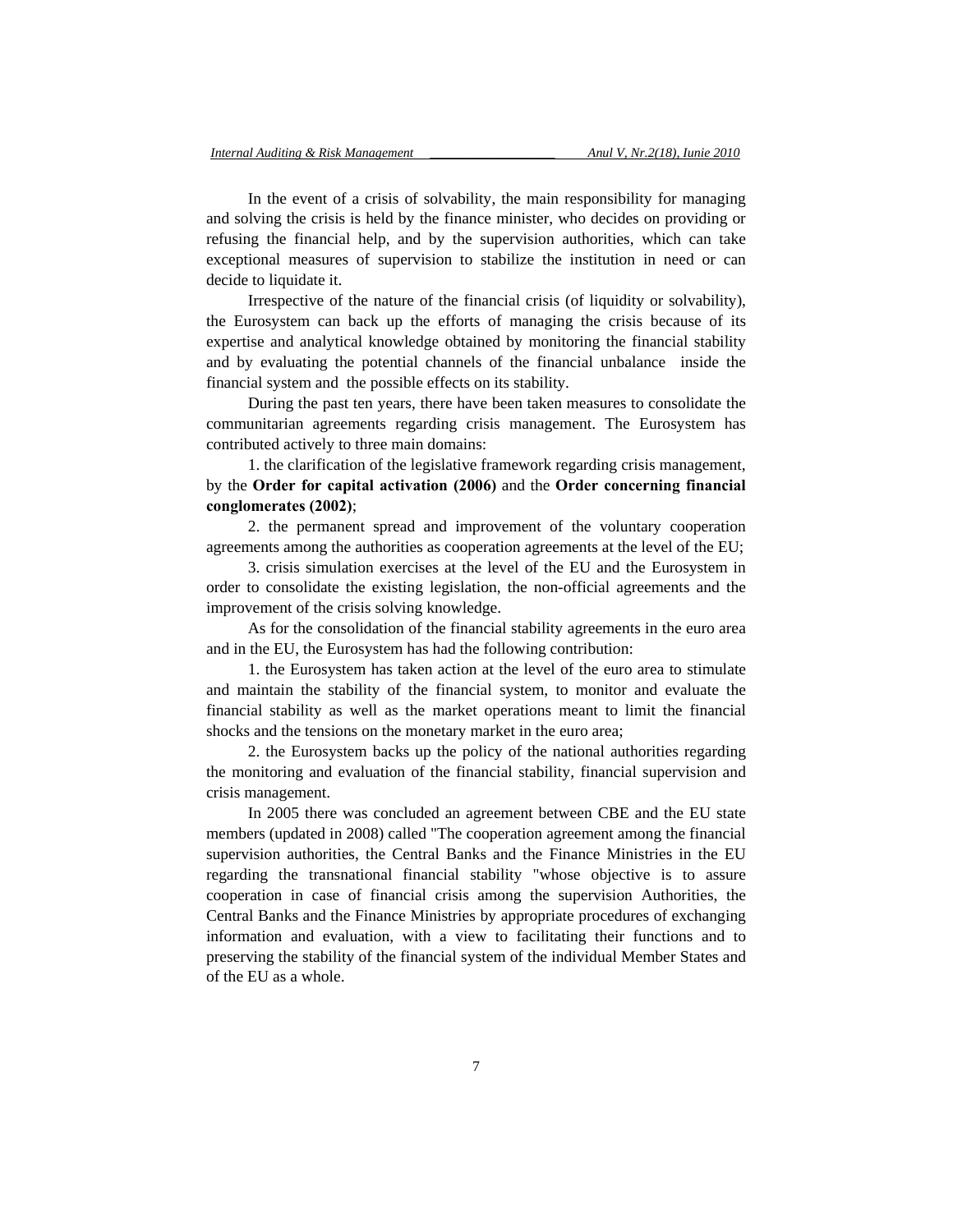In the event of a crisis of solvability, the main responsibility for managing and solving the crisis is held by the finance minister, who decides on providing or refusing the financial help, and by the supervision authorities, which can take exceptional measures of supervision to stabilize the institution in need or can decide to liquidate it.

Irrespective of the nature of the financial crisis (of liquidity or solvability), the Eurosystem can back up the efforts of managing the crisis because of its expertise and analytical knowledge obtained by monitoring the financial stability and by evaluating the potential channels of the financial unbalance inside the financial system and the possible effects on its stability.

During the past ten years, there have been taken measures to consolidate the communitarian agreements regarding crisis management. The Eurosystem has contributed actively to three main domains:

1. the clarification of the legislative framework regarding crisis management, by the **Order for capital activation (2006)** and the **Order concerning financial conglomerates (2002)**;

2. the permanent spread and improvement of the voluntary cooperation agreements among the authorities as cooperation agreements at the level of the EU;

3. crisis simulation exercises at the level of the EU and the Eurosystem in order to consolidate the existing legislation, the non-official agreements and the improvement of the crisis solving knowledge.

As for the consolidation of the financial stability agreements in the euro area and in the EU, the Eurosystem has had the following contribution:

1. the Eurosystem has taken action at the level of the euro area to stimulate and maintain the stability of the financial system, to monitor and evaluate the financial stability as well as the market operations meant to limit the financial shocks and the tensions on the monetary market in the euro area;

2. the Eurosystem backs up the policy of the national authorities regarding the monitoring and evaluation of the financial stability, financial supervision and crisis management.

In 2005 there was concluded an agreement between CBE and the EU state members (updated in 2008) called "The cooperation agreement among the financial supervision authorities, the Central Banks and the Finance Ministries in the EU regarding the transnational financial stability "whose objective is to assure cooperation in case of financial crisis among the supervision Authorities, the Central Banks and the Finance Ministries by appropriate procedures of exchanging information and evaluation, with a view to facilitating their functions and to preserving the stability of the financial system of the individual Member States and of the EU as a whole.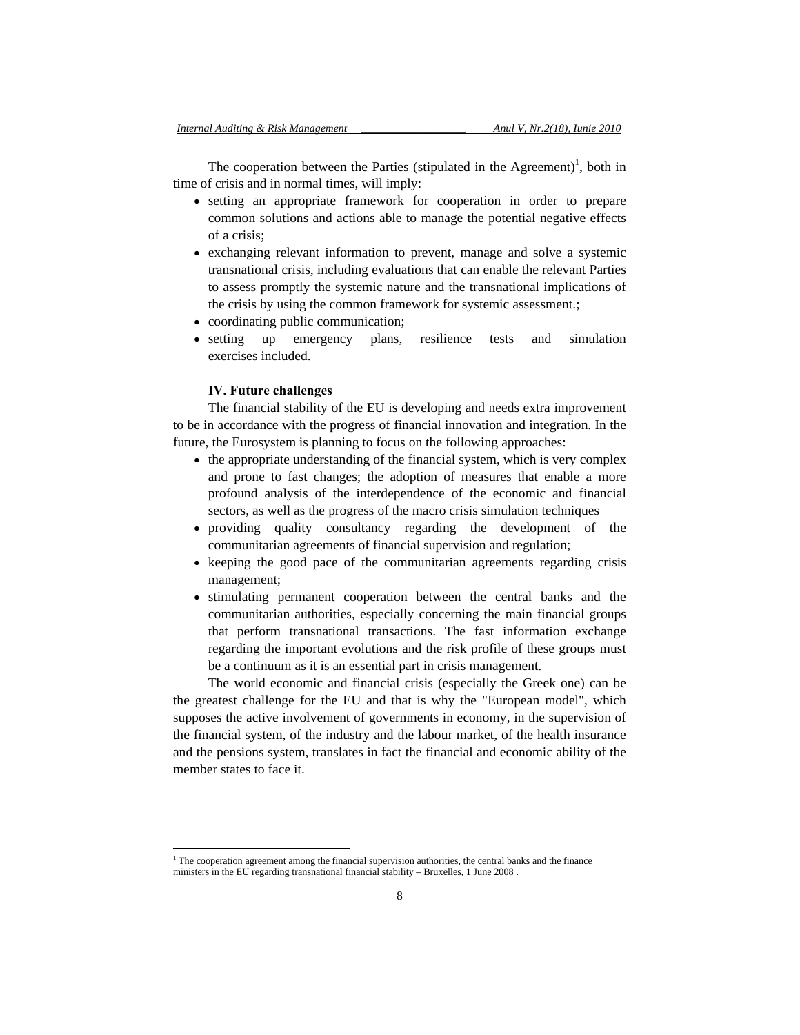The cooperation between the Parties (stipulated in the Agreement)[1], both in time of crisis and in normal times, will imply:

- setting an appropriate framework for cooperation in order to prepare common solutions and actions able to manage the potential negative effects of a crisis;
- exchanging relevant information to prevent, manage and solve a systemic transnational crisis, including evaluations that can enable the relevant Parties to assess promptly the systemic nature and the transnational implications of the crisis by using the common framework for systemic assessment.;
- coordinating public communication;
- setting up emergency plans, resilience tests and simulation exercises included.

**IV. Future challenges**

The financial stability of the EU is developing and needs extra improvement to be in accordance with the progress of financial innovation and integration. In the future, the Eurosystem is planning to focus on the following approaches:

- the appropriate understanding of the financial system, which is very complex and prone to fast changes; the adoption of measures that enable a more profound analysis of the interdependence of the economic and financial sectors, as well as the progress of the macro crisis simulation techniques
- providing quality consultancy regarding the development of the communitarian agreements of financial supervision and regulation;
- keeping the good pace of the communitarian agreements regarding crisis management;
- stimulating permanent cooperation between the central banks and the communitarian authorities, especially concerning the main financial groups that perform transnational transactions. The fast information exchange regarding the important evolutions and the risk profile of these groups must be a continuum as it is an essential part in crisis management.

The world economic and financial crisis (especially the Greek one) can be the greatest challenge for the EU and that is why the "European model", which supposes the active involvement of governments in economy, in the supervision of the financial system, of the industry and the labour market, of the health insurance and the pensions system, translates in fact the financial and economic ability of the member states to face it.

---

[1] The cooperation agreement among the financial supervision authorities, the central banks and the finance ministers in the EU regarding transnational financial stability – Bruxelles, 1 June 2008 .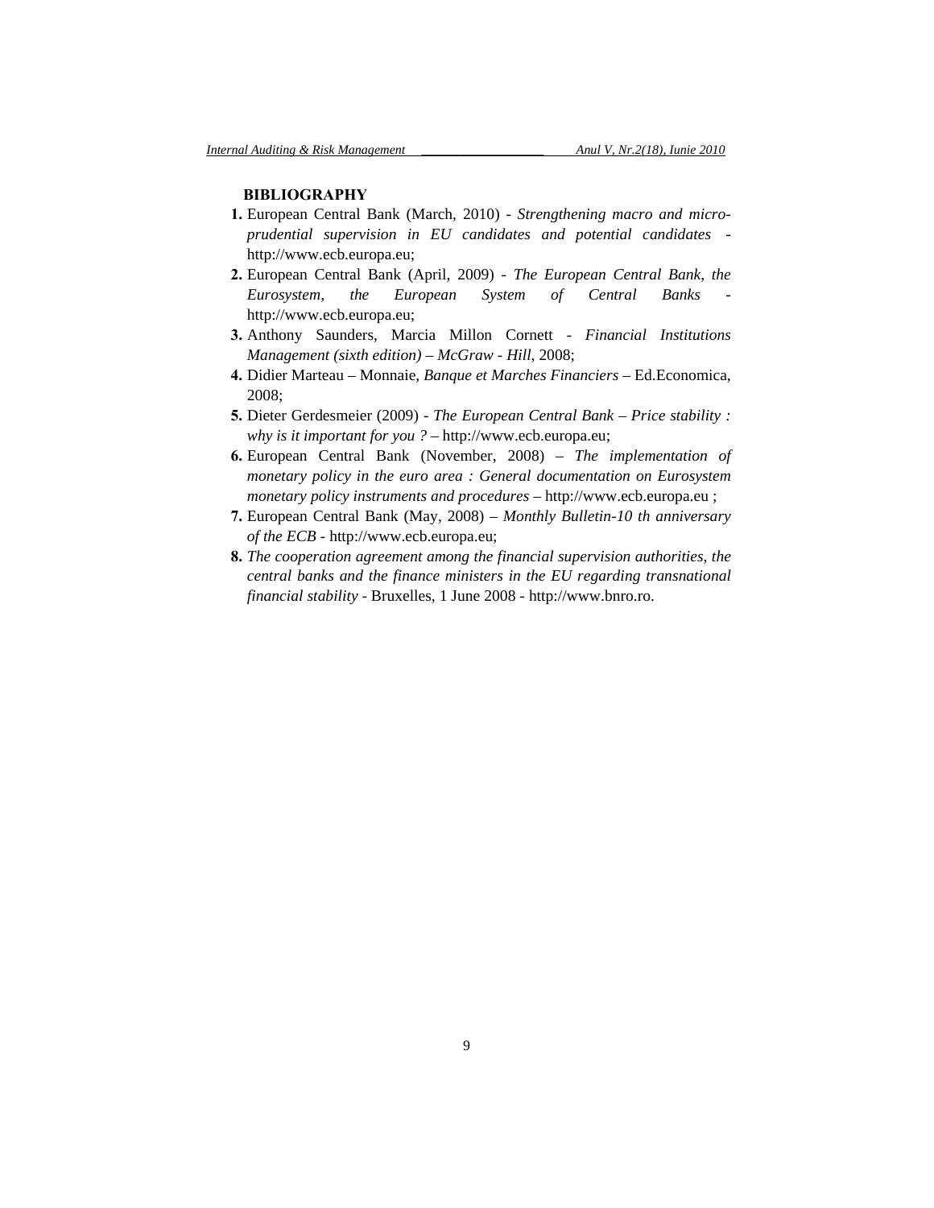**BIBLIOGRAPHY**

1. European Central Bank (March, 2010) - *Strengthening macro and micro-prudential supervision in EU candidates and potential candidates* - http://www.ecb.europa.eu;
2. European Central Bank (April, 2009) - *The European Central Bank, the Eurosystem, the European System of Central Banks* - http://www.ecb.europa.eu;
3. Anthony Saunders, Marcia Millon Cornett - *Financial Institutions Management (sixth edition) – McGraw - Hill*, 2008;
4. Didier Marteau – Monnaie, *Banque et Marches Financiers* – Ed.Economica, 2008;
5. Dieter Gerdesmeier (2009) - *The European Central Bank – Price stability : why is it important for you ?* – http://www.ecb.europa.eu;
6. European Central Bank (November, 2008) – *The implementation of monetary policy in the euro area : General documentation on Eurosystem monetary policy instruments and procedures* – http://www.ecb.europa.eu ;
7. European Central Bank (May, 2008) – *Monthly Bulletin-10 th anniversary of the ECB* - http://www.ecb.europa.eu;
8. *The cooperation agreement among the financial supervision authorities, the central banks and the finance ministers in the EU regarding transnational financial stability* - Bruxelles, 1 June 2008 - http://www.bnro.ro.